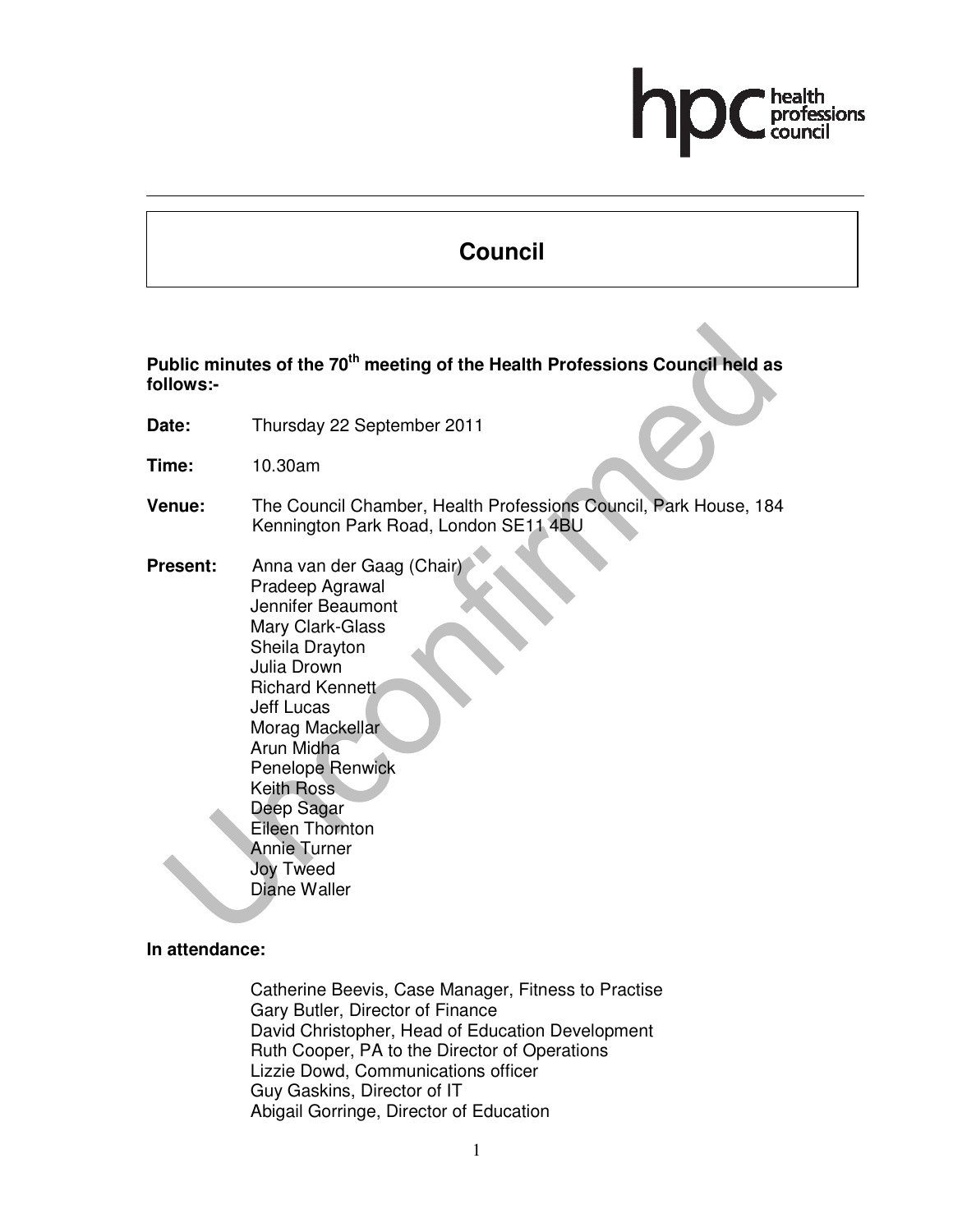# Council

**Public minutes of the 70th meeting of the Health Professions Council held as follows:-**

**Date:** Thursday 22 September 2011

**Time:** 10.30am

**Venue:** The Council Chamber, Health Professions Council, Park House, 184 Kennington Park Road, London SE11 4BU

**Present:** Anna van der Gaag (Chair)
Pradeep Agrawal
Jennifer Beaumont
Mary Clark-Glass
Sheila Drayton
Julia Drown
Richard Kennett
Jeff Lucas
Morag Mackellar
Arun Midha
Penelope Renwick
Keith Ross
Deep Sagar
Eileen Thornton
Annie Turner
Joy Tweed
Diane Waller

**In attendance:**

Catherine Beevis, Case Manager, Fitness to Practise
Gary Butler, Director of Finance
David Christopher, Head of Education Development
Ruth Cooper, PA to the Director of Operations
Lizzie Dowd, Communications officer
Guy Gaskins, Director of IT
Abigail Gorringe, Director of Education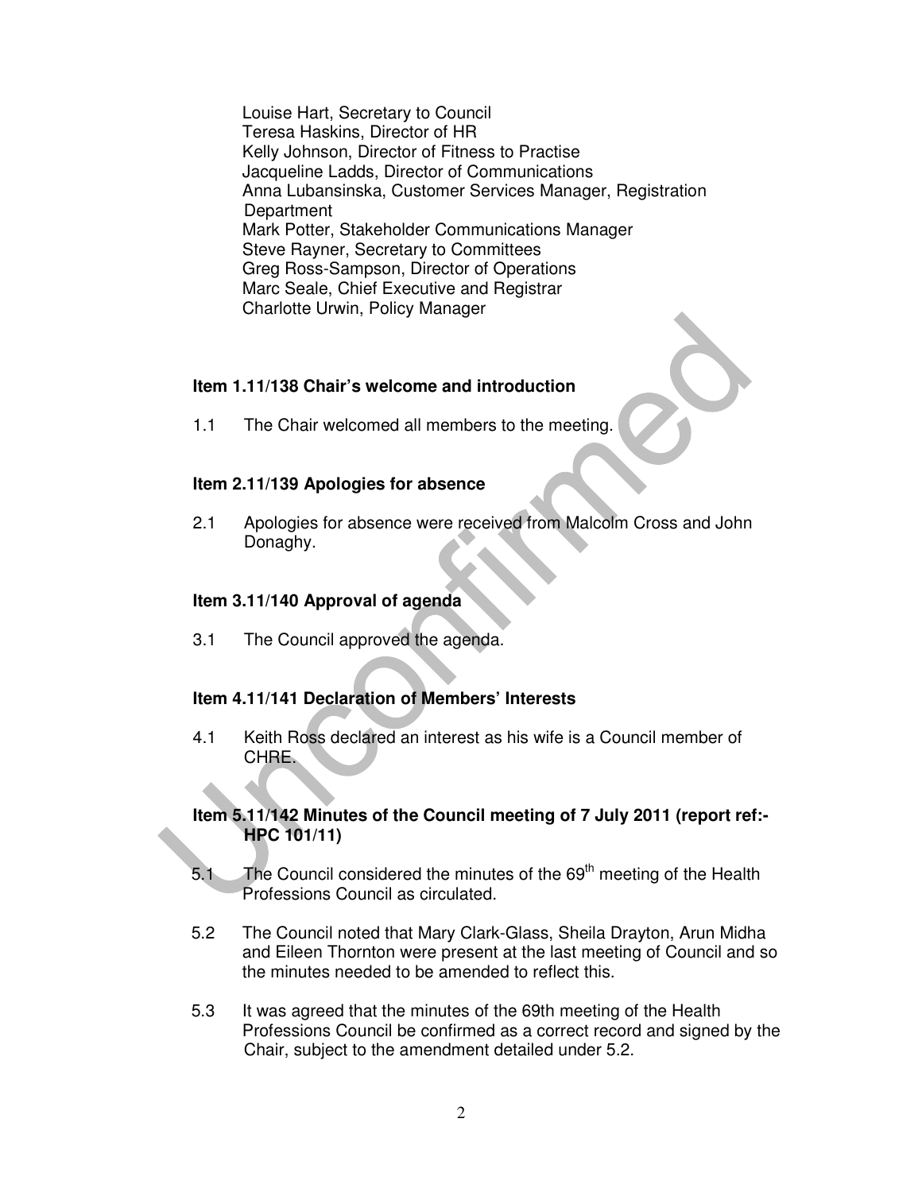Louise Hart, Secretary to Council
Teresa Haskins, Director of HR
Kelly Johnson, Director of Fitness to Practise
Jacqueline Ladds, Director of Communications
Anna Lubansinska, Customer Services Manager, Registration Department
Mark Potter, Stakeholder Communications Manager
Steve Rayner, Secretary to Committees
Greg Ross-Sampson, Director of Operations
Marc Seale, Chief Executive and Registrar
Charlotte Urwin, Policy Manager

**Item 1.11/138 Chair's welcome and introduction**

1.1 The Chair welcomed all members to the meeting.

**Item 2.11/139 Apologies for absence**

2.1 Apologies for absence were received from Malcolm Cross and John Donaghy.

**Item 3.11/140 Approval of agenda**

3.1 The Council approved the agenda.

**Item 4.11/141 Declaration of Members' Interests**

4.1 Keith Ross declared an interest as his wife is a Council member of CHRE.

**Item 5.11/142 Minutes of the Council meeting of 7 July 2011 (report ref:- HPC 101/11)**

5.1 The Council considered the minutes of the 69th meeting of the Health Professions Council as circulated.

5.2 The Council noted that Mary Clark-Glass, Sheila Drayton, Arun Midha and Eileen Thornton were present at the last meeting of Council and so the minutes needed to be amended to reflect this.

5.3 It was agreed that the minutes of the 69th meeting of the Health Professions Council be confirmed as a correct record and signed by the Chair, subject to the amendment detailed under 5.2.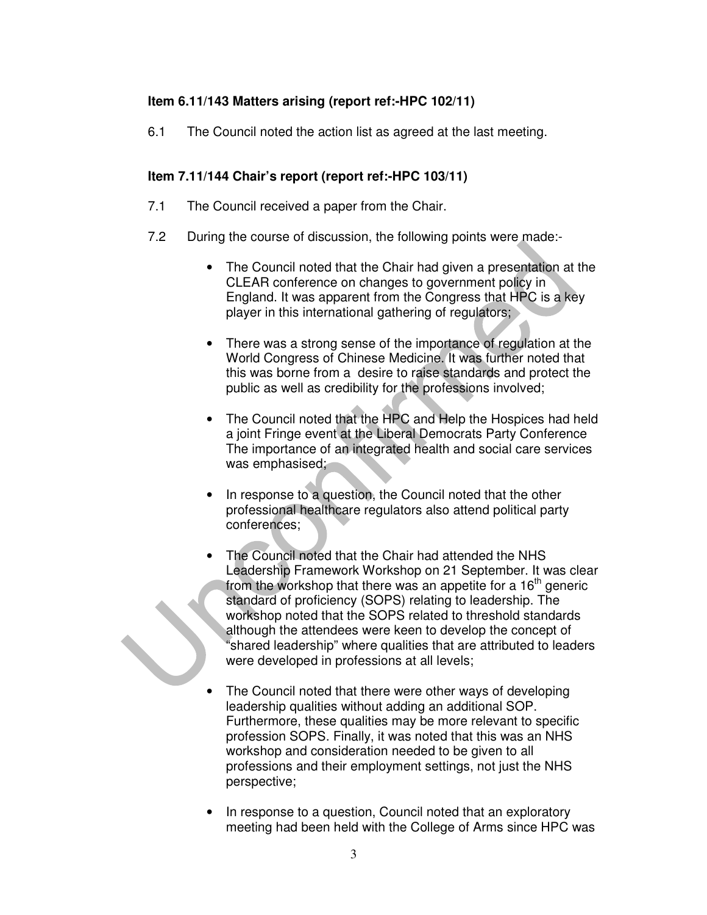**Item 6.11/143 Matters arising (report ref:-HPC 102/11)**

6.1 The Council noted the action list as agreed at the last meeting.

**Item 7.11/144 Chair's report (report ref:-HPC 103/11)**

7.1 The Council received a paper from the Chair.

7.2 During the course of discussion, the following points were made:-

- The Council noted that the Chair had given a presentation at the CLEAR conference on changes to government policy in England. It was apparent from the Congress that HPC is a key player in this international gathering of regulators;

- There was a strong sense of the importance of regulation at the World Congress of Chinese Medicine. It was further noted that this was borne from a desire to raise standards and protect the public as well as credibility for the professions involved;

- The Council noted that the HPC and Help the Hospices had held a joint Fringe event at the Liberal Democrats Party Conference The importance of an integrated health and social care services was emphasised;

- In response to a question, the Council noted that the other professional healthcare regulators also attend political party conferences;

- The Council noted that the Chair had attended the NHS Leadership Framework Workshop on 21 September. It was clear from the workshop that there was an appetite for a 16th generic standard of proficiency (SOPS) relating to leadership. The workshop noted that the SOPS related to threshold standards although the attendees were keen to develop the concept of "shared leadership" where qualities that are attributed to leaders were developed in professions at all levels;

- The Council noted that there were other ways of developing leadership qualities without adding an additional SOP. Furthermore, these qualities may be more relevant to specific profession SOPS. Finally, it was noted that this was an NHS workshop and consideration needed to be given to all professions and their employment settings, not just the NHS perspective;

- In response to a question, Council noted that an exploratory meeting had been held with the College of Arms since HPC was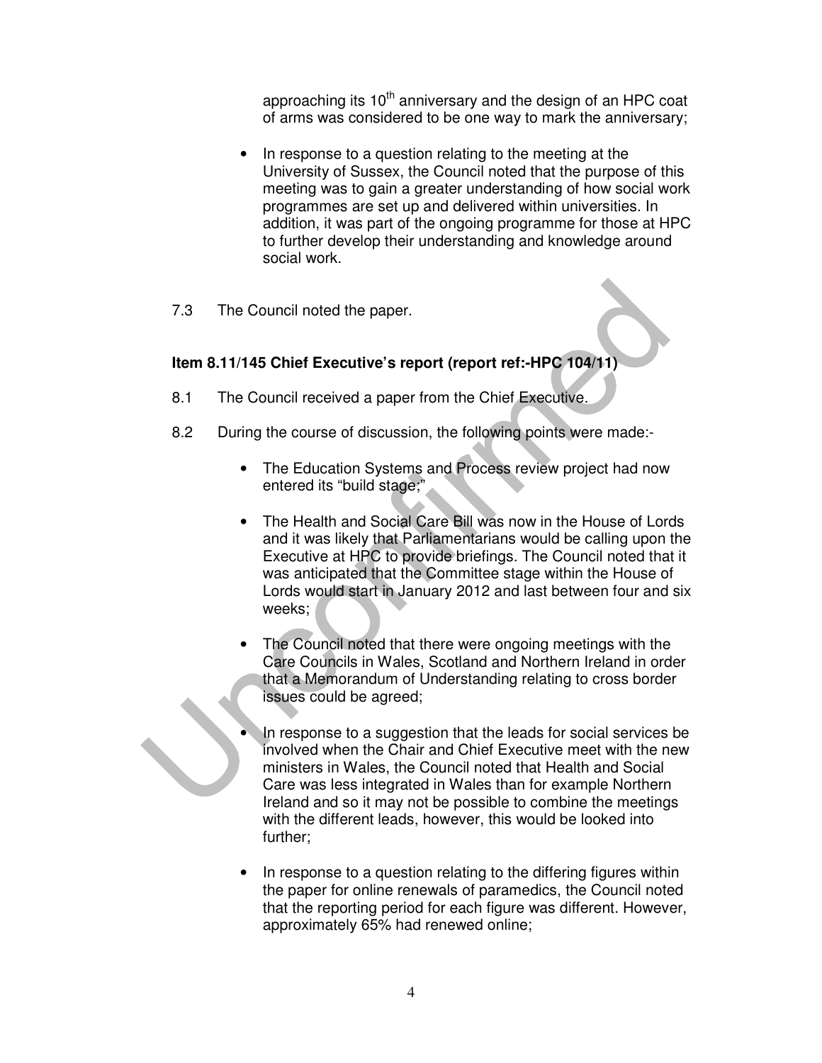approaching its 10th anniversary and the design of an HPC coat of arms was considered to be one way to mark the anniversary;

- In response to a question relating to the meeting at the University of Sussex, the Council noted that the purpose of this meeting was to gain a greater understanding of how social work programmes are set up and delivered within universities. In addition, it was part of the ongoing programme for those at HPC to further develop their understanding and knowledge around social work.

7.3 The Council noted the paper.

**Item 8.11/145 Chief Executive's report (report ref:-HPC 104/11)**

8.1 The Council received a paper from the Chief Executive.

8.2 During the course of discussion, the following points were made:-

- The Education Systems and Process review project had now entered its "build stage;"

- The Health and Social Care Bill was now in the House of Lords and it was likely that Parliamentarians would be calling upon the Executive at HPC to provide briefings. The Council noted that it was anticipated that the Committee stage within the House of Lords would start in January 2012 and last between four and six weeks;

- The Council noted that there were ongoing meetings with the Care Councils in Wales, Scotland and Northern Ireland in order that a Memorandum of Understanding relating to cross border issues could be agreed;

- In response to a suggestion that the leads for social services be involved when the Chair and Chief Executive meet with the new ministers in Wales, the Council noted that Health and Social Care was less integrated in Wales than for example Northern Ireland and so it may not be possible to combine the meetings with the different leads, however, this would be looked into further;

- In response to a question relating to the differing figures within the paper for online renewals of paramedics, the Council noted that the reporting period for each figure was different. However, approximately 65% had renewed online;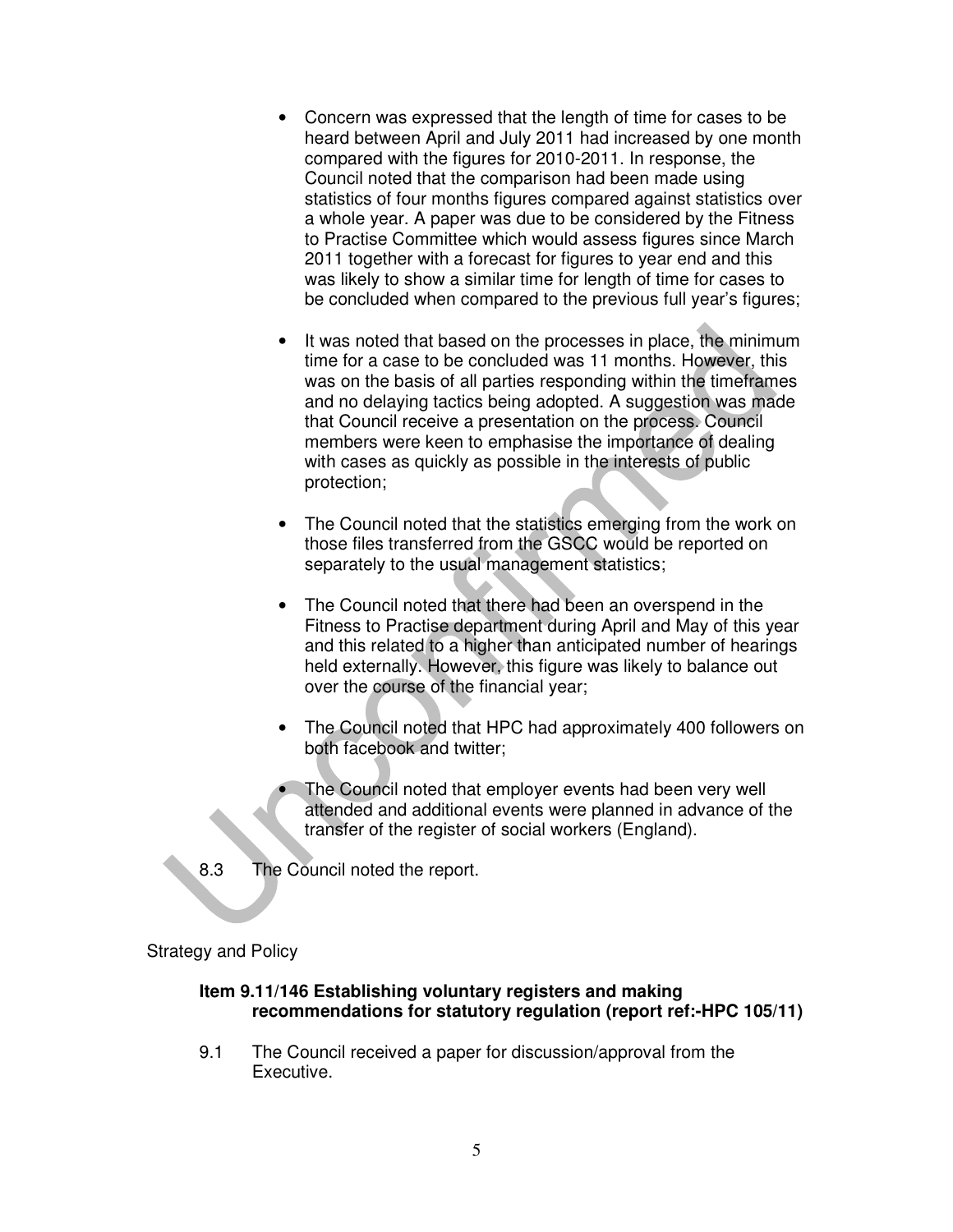- Concern was expressed that the length of time for cases to be heard between April and July 2011 had increased by one month compared with the figures for 2010-2011. In response, the Council noted that the comparison had been made using statistics of four months figures compared against statistics over a whole year. A paper was due to be considered by the Fitness to Practise Committee which would assess figures since March 2011 together with a forecast for figures to year end and this was likely to show a similar time for length of time for cases to be concluded when compared to the previous full year's figures;

- It was noted that based on the processes in place, the minimum time for a case to be concluded was 11 months. However, this was on the basis of all parties responding within the timeframes and no delaying tactics being adopted. A suggestion was made that Council receive a presentation on the process. Council members were keen to emphasise the importance of dealing with cases as quickly as possible in the interests of public protection;

- The Council noted that the statistics emerging from the work on those files transferred from the GSCC would be reported on separately to the usual management statistics;

- The Council noted that there had been an overspend in the Fitness to Practise department during April and May of this year and this related to a higher than anticipated number of hearings held externally. However, this figure was likely to balance out over the course of the financial year;

- The Council noted that HPC had approximately 400 followers on both facebook and twitter;

- The Council noted that employer events had been very well attended and additional events were planned in advance of the transfer of the register of social workers (England).

8.3 The Council noted the report.

Strategy and Policy

**Item 9.11/146 Establishing voluntary registers and making recommendations for statutory regulation (report ref:-HPC 105/11)**

9.1 The Council received a paper for discussion/approval from the Executive.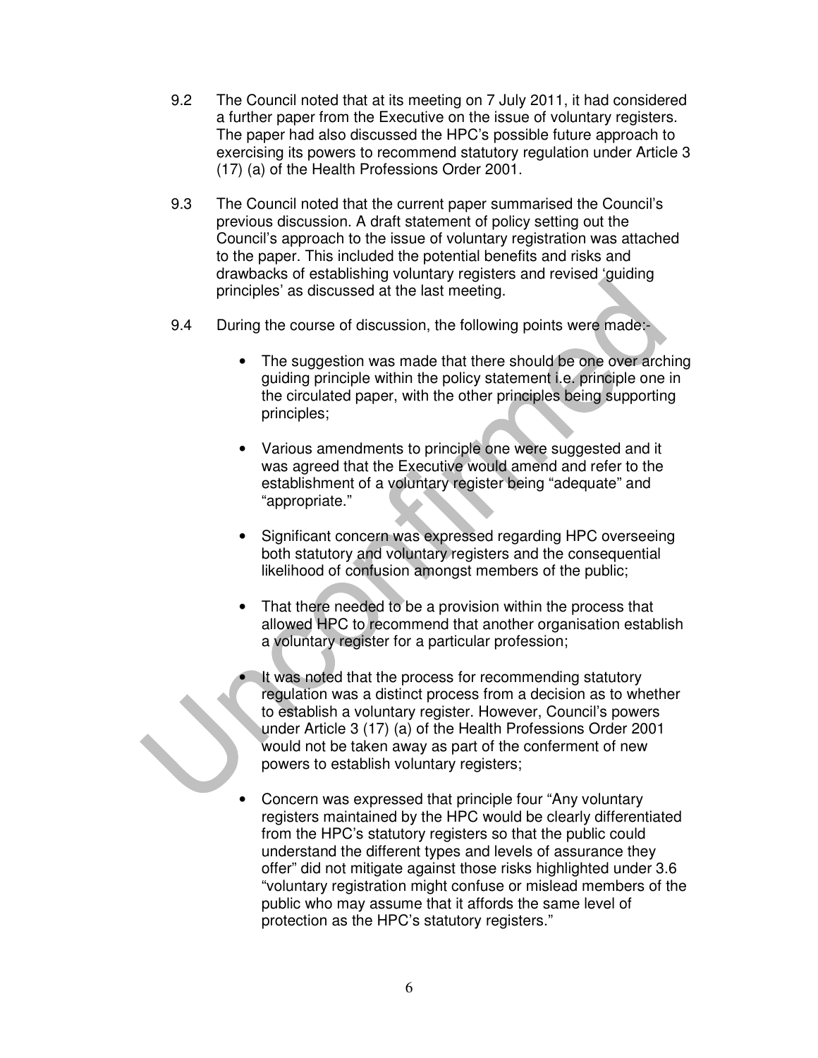9.2 The Council noted that at its meeting on 7 July 2011, it had considered a further paper from the Executive on the issue of voluntary registers. The paper had also discussed the HPC's possible future approach to exercising its powers to recommend statutory regulation under Article 3 (17) (a) of the Health Professions Order 2001.

9.3 The Council noted that the current paper summarised the Council's previous discussion. A draft statement of policy setting out the Council's approach to the issue of voluntary registration was attached to the paper. This included the potential benefits and risks and drawbacks of establishing voluntary registers and revised 'guiding principles' as discussed at the last meeting.

9.4 During the course of discussion, the following points were made:-

- The suggestion was made that there should be one over arching guiding principle within the policy statement i.e. principle one in the circulated paper, with the other principles being supporting principles;

- Various amendments to principle one were suggested and it was agreed that the Executive would amend and refer to the establishment of a voluntary register being "adequate" and "appropriate."

- Significant concern was expressed regarding HPC overseeing both statutory and voluntary registers and the consequential likelihood of confusion amongst members of the public;

- That there needed to be a provision within the process that allowed HPC to recommend that another organisation establish a voluntary register for a particular profession;

- It was noted that the process for recommending statutory regulation was a distinct process from a decision as to whether to establish a voluntary register. However, Council's powers under Article 3 (17) (a) of the Health Professions Order 2001 would not be taken away as part of the conferment of new powers to establish voluntary registers;

- Concern was expressed that principle four "Any voluntary registers maintained by the HPC would be clearly differentiated from the HPC's statutory registers so that the public could understand the different types and levels of assurance they offer" did not mitigate against those risks highlighted under 3.6 "voluntary registration might confuse or mislead members of the public who may assume that it affords the same level of protection as the HPC's statutory registers."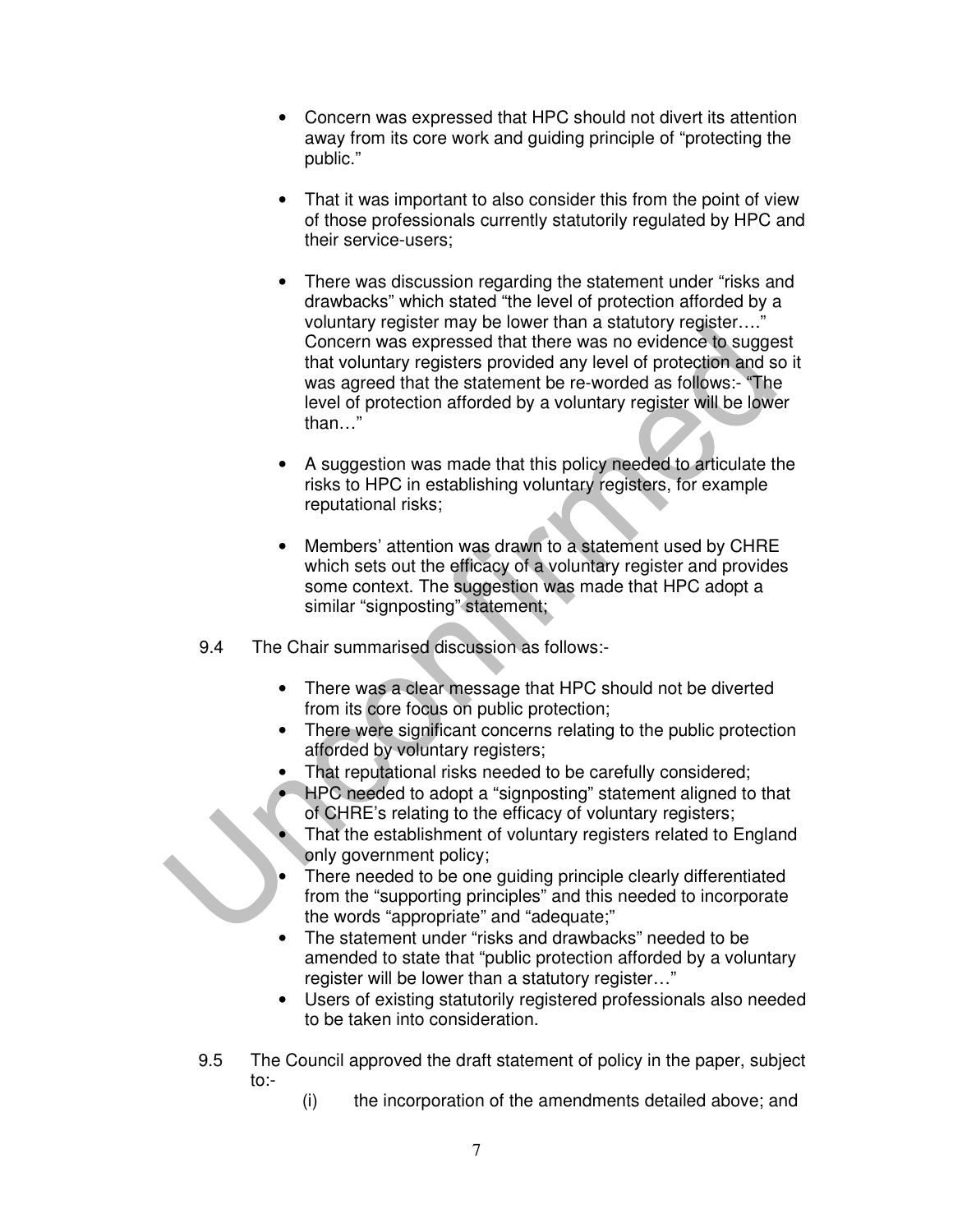- Concern was expressed that HPC should not divert its attention away from its core work and guiding principle of "protecting the public."

- That it was important to also consider this from the point of view of those professionals currently statutorily regulated by HPC and their service-users;

- There was discussion regarding the statement under "risks and drawbacks" which stated "the level of protection afforded by a voluntary register may be lower than a statutory register…." Concern was expressed that there was no evidence to suggest that voluntary registers provided any level of protection and so it was agreed that the statement be re-worded as follows:- "The level of protection afforded by a voluntary register will be lower than…"

- A suggestion was made that this policy needed to articulate the risks to HPC in establishing voluntary registers, for example reputational risks;

- Members' attention was drawn to a statement used by CHRE which sets out the efficacy of a voluntary register and provides some context. The suggestion was made that HPC adopt a similar "signposting" statement;

9.4 The Chair summarised discussion as follows:-

- There was a clear message that HPC should not be diverted from its core focus on public protection;
- There were significant concerns relating to the public protection afforded by voluntary registers;
- That reputational risks needed to be carefully considered;
- HPC needed to adopt a "signposting" statement aligned to that of CHRE's relating to the efficacy of voluntary registers;
- That the establishment of voluntary registers related to England only government policy;
- There needed to be one guiding principle clearly differentiated from the "supporting principles" and this needed to incorporate the words "appropriate" and "adequate;"
- The statement under "risks and drawbacks" needed to be amended to state that "public protection afforded by a voluntary register will be lower than a statutory register…"
- Users of existing statutorily registered professionals also needed to be taken into consideration.

9.5 The Council approved the draft statement of policy in the paper, subject to:-

(i) the incorporation of the amendments detailed above; and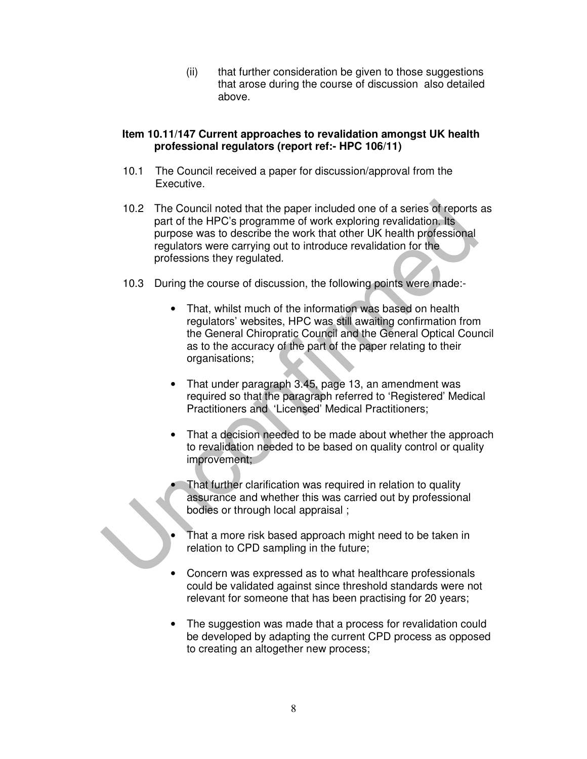(ii) that further consideration be given to those suggestions that arose during the course of discussion also detailed above.

**Item 10.11/147 Current approaches to revalidation amongst UK health professional regulators (report ref:- HPC 106/11)**

10.1 The Council received a paper for discussion/approval from the Executive.

10.2 The Council noted that the paper included one of a series of reports as part of the HPC's programme of work exploring revalidation. Its purpose was to describe the work that other UK health professional regulators were carrying out to introduce revalidation for the professions they regulated.

10.3 During the course of discussion, the following points were made:-

- That, whilst much of the information was based on health regulators' websites, HPC was still awaiting confirmation from the General Chiropratic Council and the General Optical Council as to the accuracy of the part of the paper relating to their organisations;
- That under paragraph 3.45, page 13, an amendment was required so that the paragraph referred to 'Registered' Medical Practitioners and 'Licensed' Medical Practitioners;
- That a decision needed to be made about whether the approach to revalidation needed to be based on quality control or quality improvement;
- That further clarification was required in relation to quality assurance and whether this was carried out by professional bodies or through local appraisal ;
- That a more risk based approach might need to be taken in relation to CPD sampling in the future;
- Concern was expressed as to what healthcare professionals could be validated against since threshold standards were not relevant for someone that has been practising for 20 years;
- The suggestion was made that a process for revalidation could be developed by adapting the current CPD process as opposed to creating an altogether new process;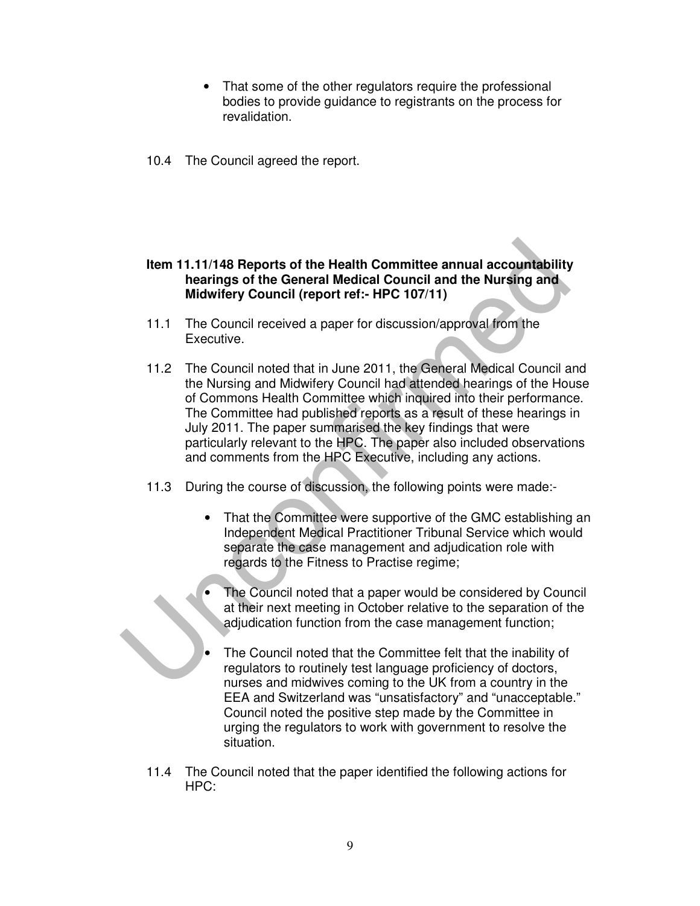- That some of the other regulators require the professional bodies to provide guidance to registrants on the process for revalidation.

10.4 The Council agreed the report.

**Item 11.11/148 Reports of the Health Committee annual accountability hearings of the General Medical Council and the Nursing and Midwifery Council (report ref:- HPC 107/11)**

11.1 The Council received a paper for discussion/approval from the Executive.

11.2 The Council noted that in June 2011, the General Medical Council and the Nursing and Midwifery Council had attended hearings of the House of Commons Health Committee which inquired into their performance. The Committee had published reports as a result of these hearings in July 2011. The paper summarised the key findings that were particularly relevant to the HPC. The paper also included observations and comments from the HPC Executive, including any actions.

11.3 During the course of discussion, the following points were made:-

- That the Committee were supportive of the GMC establishing an Independent Medical Practitioner Tribunal Service which would separate the case management and adjudication role with regards to the Fitness to Practise regime;

- The Council noted that a paper would be considered by Council at their next meeting in October relative to the separation of the adjudication function from the case management function;

- The Council noted that the Committee felt that the inability of regulators to routinely test language proficiency of doctors, nurses and midwives coming to the UK from a country in the EEA and Switzerland was "unsatisfactory" and "unacceptable." Council noted the positive step made by the Committee in urging the regulators to work with government to resolve the situation.

11.4 The Council noted that the paper identified the following actions for HPC: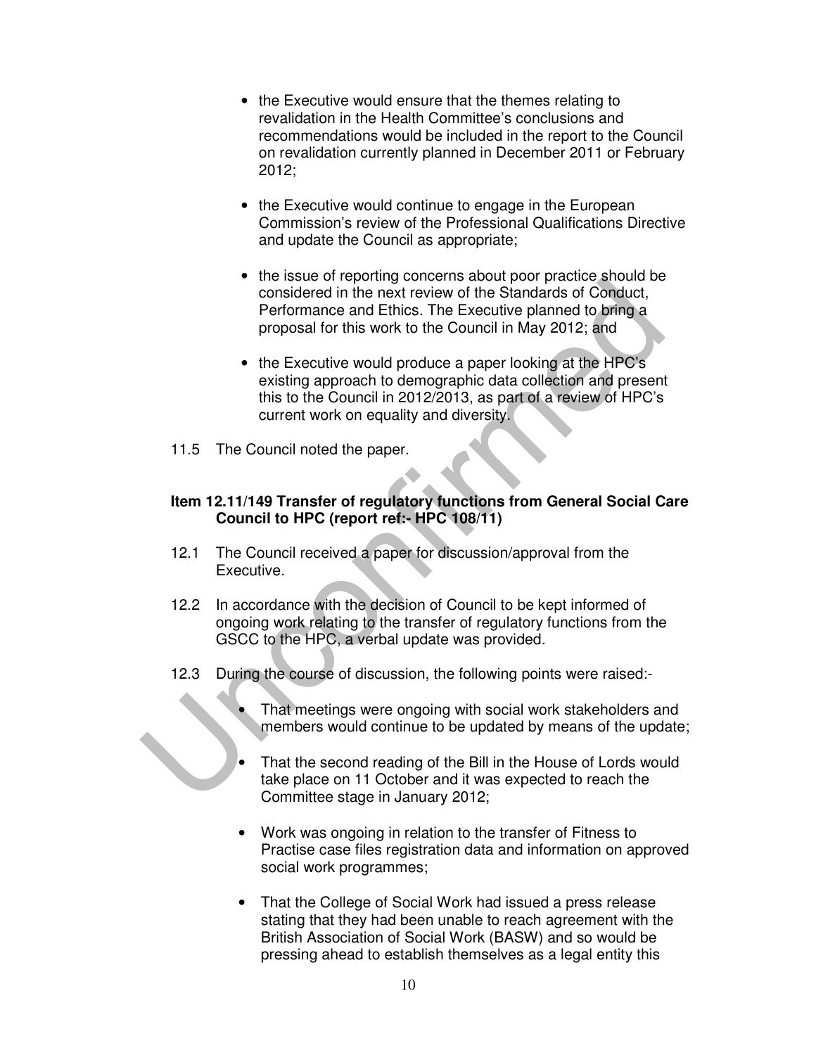- the Executive would ensure that the themes relating to revalidation in the Health Committee's conclusions and recommendations would be included in the report to the Council on revalidation currently planned in December 2011 or February 2012;

- the Executive would continue to engage in the European Commission's review of the Professional Qualifications Directive and update the Council as appropriate;

- the issue of reporting concerns about poor practice should be considered in the next review of the Standards of Conduct, Performance and Ethics. The Executive planned to bring a proposal for this work to the Council in May 2012; and

- the Executive would produce a paper looking at the HPC's existing approach to demographic data collection and present this to the Council in 2012/2013, as part of a review of HPC's current work on equality and diversity.

11.5 The Council noted the paper.

**Item 12.11/149 Transfer of regulatory functions from General Social Care Council to HPC (report ref:- HPC 108/11)**

12.1 The Council received a paper for discussion/approval from the Executive.

12.2 In accordance with the decision of Council to be kept informed of ongoing work relating to the transfer of regulatory functions from the GSCC to the HPC, a verbal update was provided.

12.3 During the course of discussion, the following points were raised:-

- That meetings were ongoing with social work stakeholders and members would continue to be updated by means of the update;

- That the second reading of the Bill in the House of Lords would take place on 11 October and it was expected to reach the Committee stage in January 2012;

- Work was ongoing in relation to the transfer of Fitness to Practise case files registration data and information on approved social work programmes;

- That the College of Social Work had issued a press release stating that they had been unable to reach agreement with the British Association of Social Work (BASW) and so would be pressing ahead to establish themselves as a legal entity this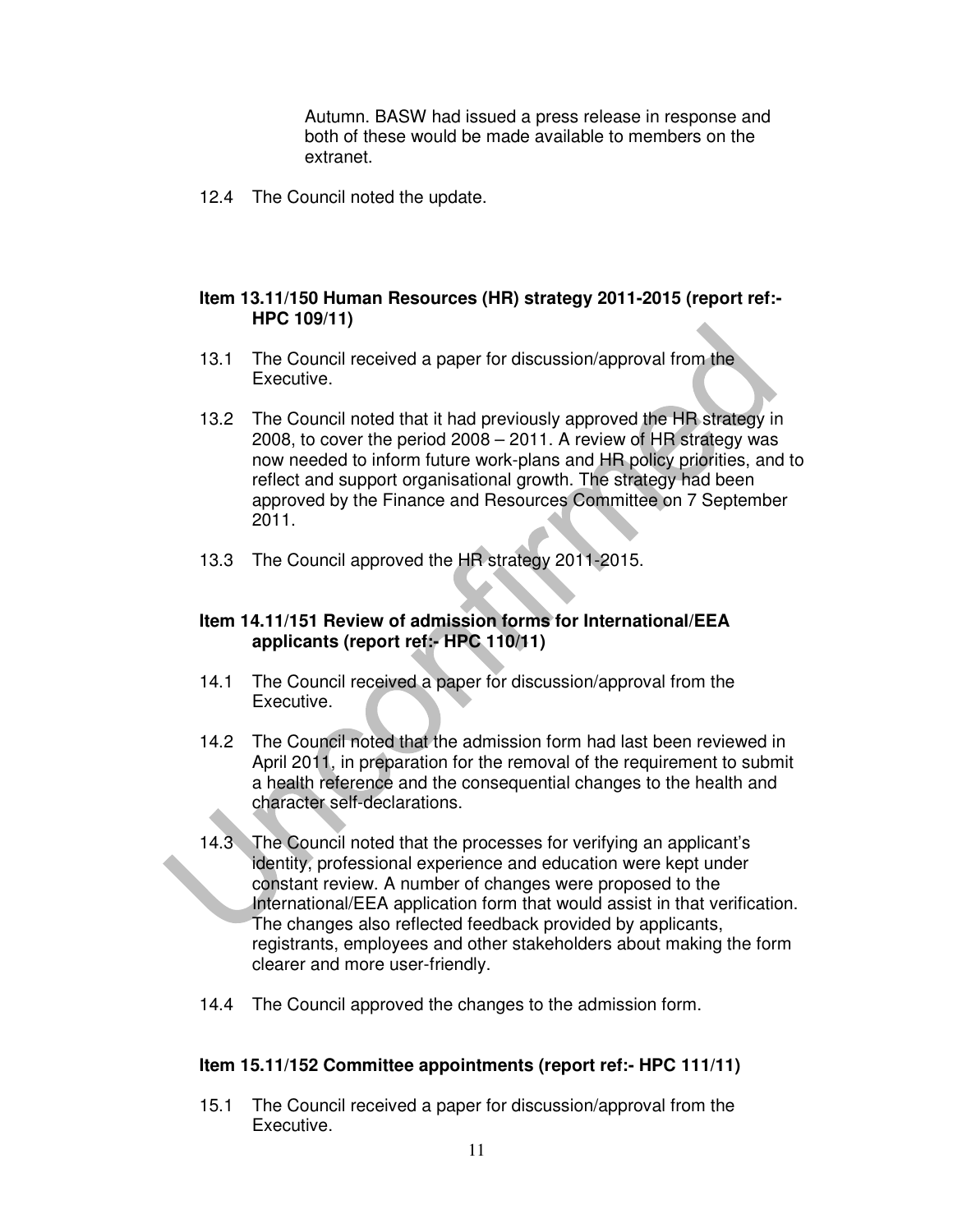Autumn. BASW had issued a press release in response and both of these would be made available to members on the extranet.

12.4 The Council noted the update.

**Item 13.11/150 Human Resources (HR) strategy 2011-2015 (report ref:- HPC 109/11)**

13.1 The Council received a paper for discussion/approval from the Executive.

13.2 The Council noted that it had previously approved the HR strategy in 2008, to cover the period 2008 – 2011. A review of HR strategy was now needed to inform future work-plans and HR policy priorities, and to reflect and support organisational growth. The strategy had been approved by the Finance and Resources Committee on 7 September 2011.

13.3 The Council approved the HR strategy 2011-2015.

**Item 14.11/151 Review of admission forms for International/EEA applicants (report ref:- HPC 110/11)**

14.1 The Council received a paper for discussion/approval from the Executive.

14.2 The Council noted that the admission form had last been reviewed in April 2011, in preparation for the removal of the requirement to submit a health reference and the consequential changes to the health and character self-declarations.

14.3 The Council noted that the processes for verifying an applicant's identity, professional experience and education were kept under constant review. A number of changes were proposed to the International/EEA application form that would assist in that verification. The changes also reflected feedback provided by applicants, registrants, employees and other stakeholders about making the form clearer and more user-friendly.

14.4 The Council approved the changes to the admission form.

**Item 15.11/152 Committee appointments (report ref:- HPC 111/11)**

15.1 The Council received a paper for discussion/approval from the Executive.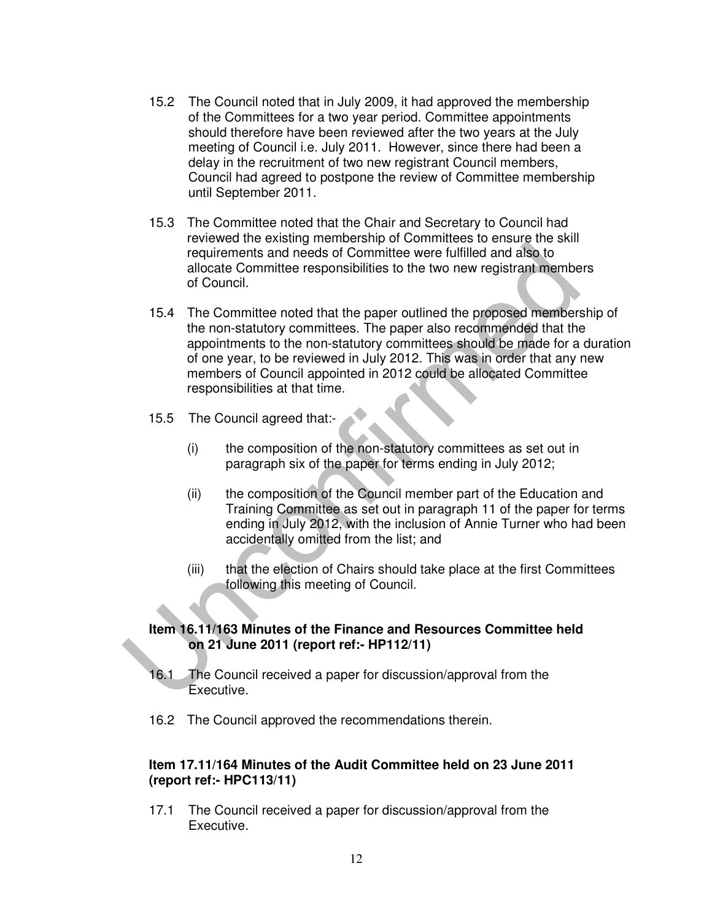15.2 The Council noted that in July 2009, it had approved the membership of the Committees for a two year period. Committee appointments should therefore have been reviewed after the two years at the July meeting of Council i.e. July 2011. However, since there had been a delay in the recruitment of two new registrant Council members, Council had agreed to postpone the review of Committee membership until September 2011.

15.3 The Committee noted that the Chair and Secretary to Council had reviewed the existing membership of Committees to ensure the skill requirements and needs of Committee were fulfilled and also to allocate Committee responsibilities to the two new registrant members of Council.

15.4 The Committee noted that the paper outlined the proposed membership of the non-statutory committees. The paper also recommended that the appointments to the non-statutory committees should be made for a duration of one year, to be reviewed in July 2012. This was in order that any new members of Council appointed in 2012 could be allocated Committee responsibilities at that time.

15.5 The Council agreed that:-

(i) the composition of the non-statutory committees as set out in paragraph six of the paper for terms ending in July 2012;

(ii) the composition of the Council member part of the Education and Training Committee as set out in paragraph 11 of the paper for terms ending in July 2012, with the inclusion of Annie Turner who had been accidentally omitted from the list; and

(iii) that the election of Chairs should take place at the first Committees following this meeting of Council.

**Item 16.11/163 Minutes of the Finance and Resources Committee held on 21 June 2011 (report ref:- HP112/11)**

16.1 The Council received a paper for discussion/approval from the Executive.

16.2 The Council approved the recommendations therein.

**Item 17.11/164 Minutes of the Audit Committee held on 23 June 2011 (report ref:- HPC113/11)**

17.1 The Council received a paper for discussion/approval from the Executive.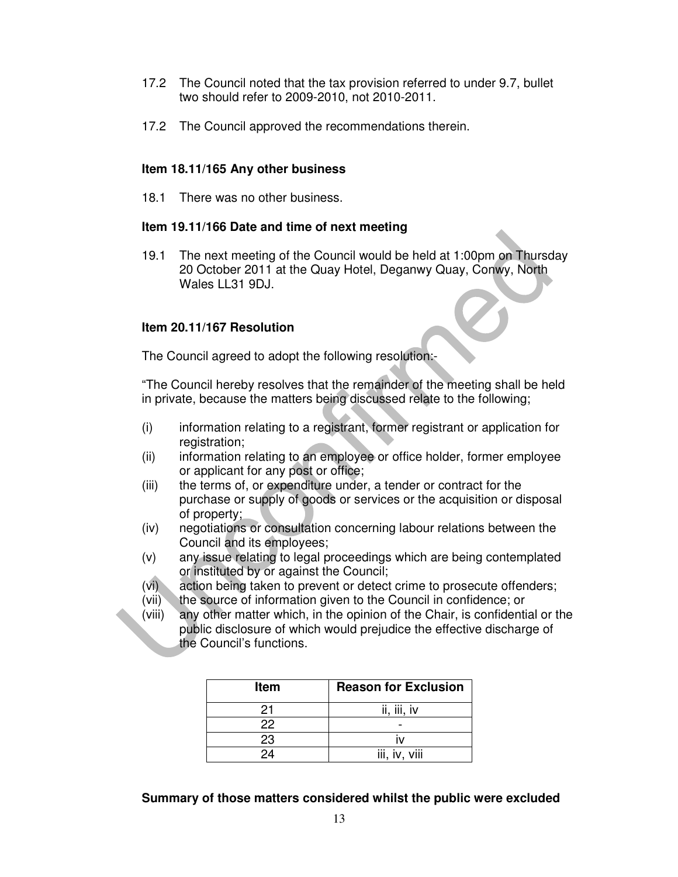17.2 The Council noted that the tax provision referred to under 9.7, bullet two should refer to 2009-2010, not 2010-2011.

17.2 The Council approved the recommendations therein.

**Item 18.11/165 Any other business**

18.1 There was no other business.

**Item 19.11/166 Date and time of next meeting**

19.1 The next meeting of the Council would be held at 1:00pm on Thursday 20 October 2011 at the Quay Hotel, Deganwy Quay, Conwy, North Wales LL31 9DJ.

**Item 20.11/167 Resolution**

The Council agreed to adopt the following resolution:-

"The Council hereby resolves that the remainder of the meeting shall be held in private, because the matters being discussed relate to the following;

(i) information relating to a registrant, former registrant or application for registration;
(ii) information relating to an employee or office holder, former employee or applicant for any post or office;
(iii) the terms of, or expenditure under, a tender or contract for the purchase or supply of goods or services or the acquisition or disposal of property;
(iv) negotiations or consultation concerning labour relations between the Council and its employees;
(v) any issue relating to legal proceedings which are being contemplated or instituted by or against the Council;
(vi) action being taken to prevent or detect crime to prosecute offenders;
(vii) the source of information given to the Council in confidence; or
(viii) any other matter which, in the opinion of the Chair, is confidential or the public disclosure of which would prejudice the effective discharge of the Council's functions.

| Item | Reason for Exclusion |
|---|---|
| 21 | ii, iii, iv |
| 22 | - |
| 23 | iv |
| 24 | iii, iv, viii |

**Summary of those matters considered whilst the public were excluded**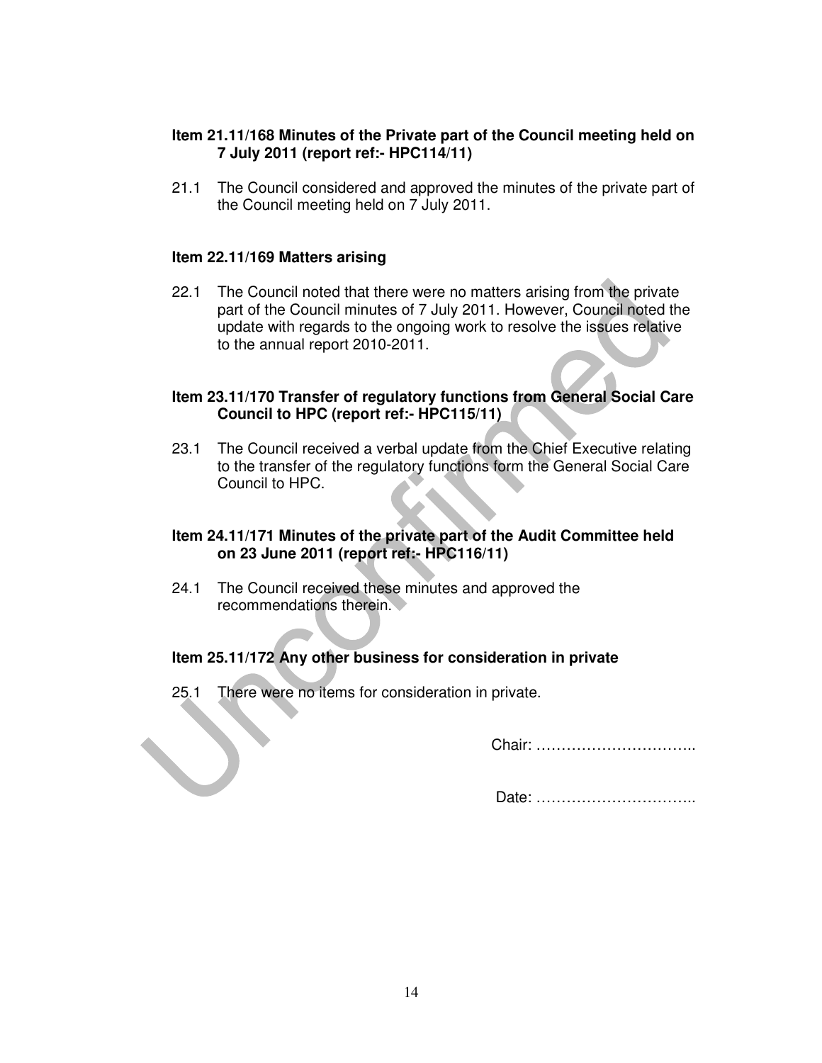**Item 21.11/168 Minutes of the Private part of the Council meeting held on 7 July 2011 (report ref:- HPC114/11)**

21.1 The Council considered and approved the minutes of the private part of the Council meeting held on 7 July 2011.

**Item 22.11/169 Matters arising**

22.1 The Council noted that there were no matters arising from the private part of the Council minutes of 7 July 2011. However, Council noted the update with regards to the ongoing work to resolve the issues relative to the annual report 2010-2011.

**Item 23.11/170 Transfer of regulatory functions from General Social Care Council to HPC (report ref:- HPC115/11)**

23.1 The Council received a verbal update from the Chief Executive relating to the transfer of the regulatory functions form the General Social Care Council to HPC.

**Item 24.11/171 Minutes of the private part of the Audit Committee held on 23 June 2011 (report ref:- HPC116/11)**

24.1 The Council received these minutes and approved the recommendations therein.

**Item 25.11/172 Any other business for consideration in private**

25.1 There were no items for consideration in private.

Chair: …………………………..

Date: …………………………..